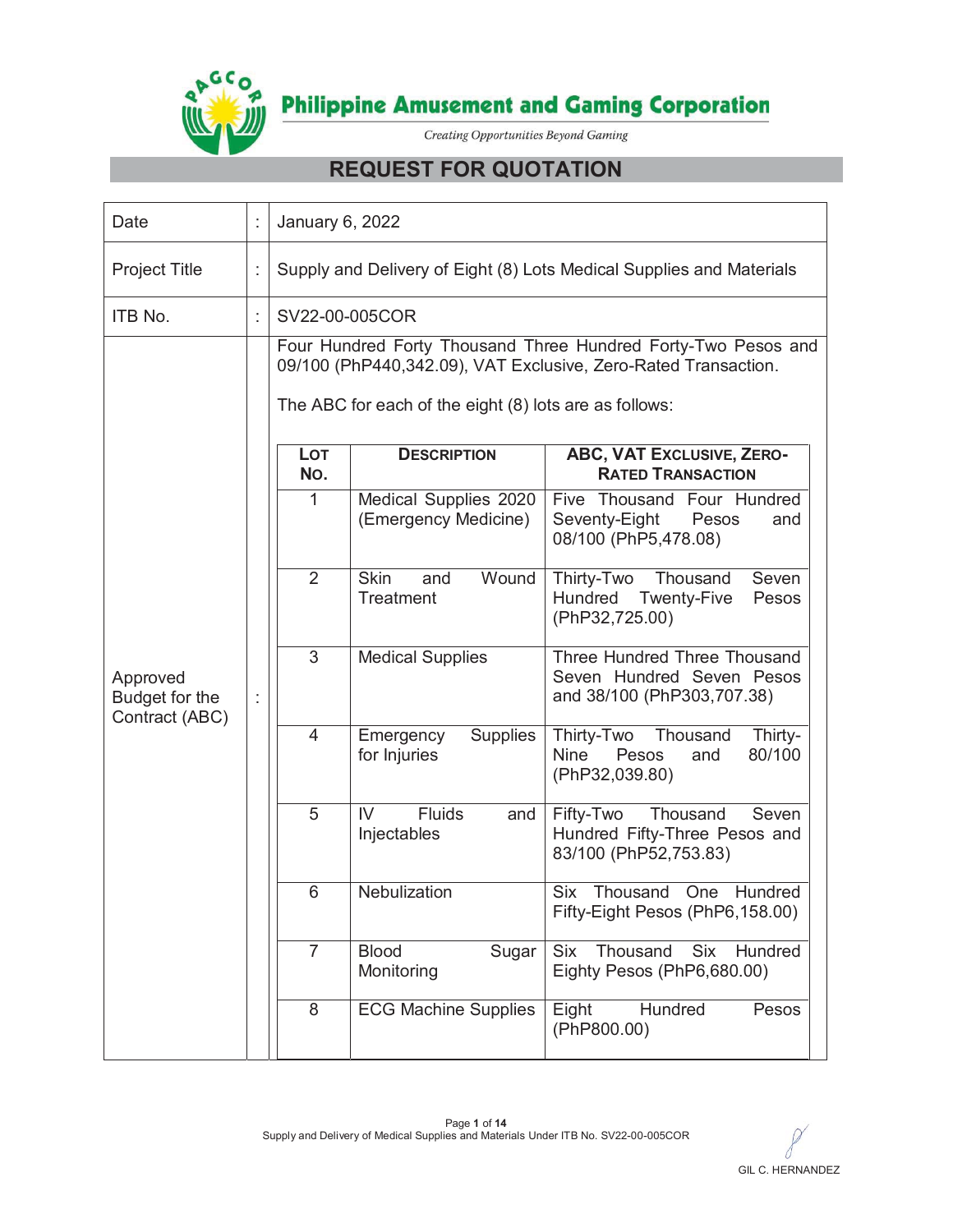Philippine Amusement and Gaming Corporation

*Creating Opportunities Beyond Gaming*

# REQUEST FOR QUOTATION

| | | |
|---|---|---|
| Date | : | January 6, 2022 |
| Project Title | : | Supply and Delivery of Eight (8) Lots Medical Supplies and Materials |
| ITB No. | : | SV22-00-005COR |
| Approved Budget for the Contract (ABC) | : | Four Hundred Forty Thousand Three Hundred Forty-Two Pesos and 09/100 (PhP440,342.09), VAT Exclusive, Zero-Rated Transaction. The ABC for each of the eight (8) lots are as follows: |

| LOT NO. | DESCRIPTION | ABC, VAT EXCLUSIVE, ZERO-RATED TRANSACTION |
|---|---|---|
| 1 | Medical Supplies 2020 (Emergency Medicine) | Five Thousand Four Hundred Seventy-Eight Pesos and 08/100 (PhP5,478.08) |
| 2 | Skin and Wound Treatment | Thirty-Two Thousand Seven Hundred Twenty-Five Pesos (PhP32,725.00) |
| 3 | Medical Supplies | Three Hundred Three Thousand Seven Hundred Seven Pesos and 38/100 (PhP303,707.38) |
| 4 | Emergency Supplies for Injuries | Thirty-Two Thousand Thirty-Nine Pesos and 80/100 (PhP32,039.80) |
| 5 | IV Fluids and Injectables | Fifty-Two Thousand Seven Hundred Fifty-Three Pesos and 83/100 (PhP52,753.83) |
| 6 | Nebulization | Six Thousand One Hundred Fifty-Eight Pesos (PhP6,158.00) |
| 7 | Blood Sugar Monitoring | Six Thousand Six Hundred Eighty Pesos (PhP6,680.00) |
| 8 | ECG Machine Supplies | Eight Hundred Pesos (PhP800.00) |

GIL C. HERNANDEZ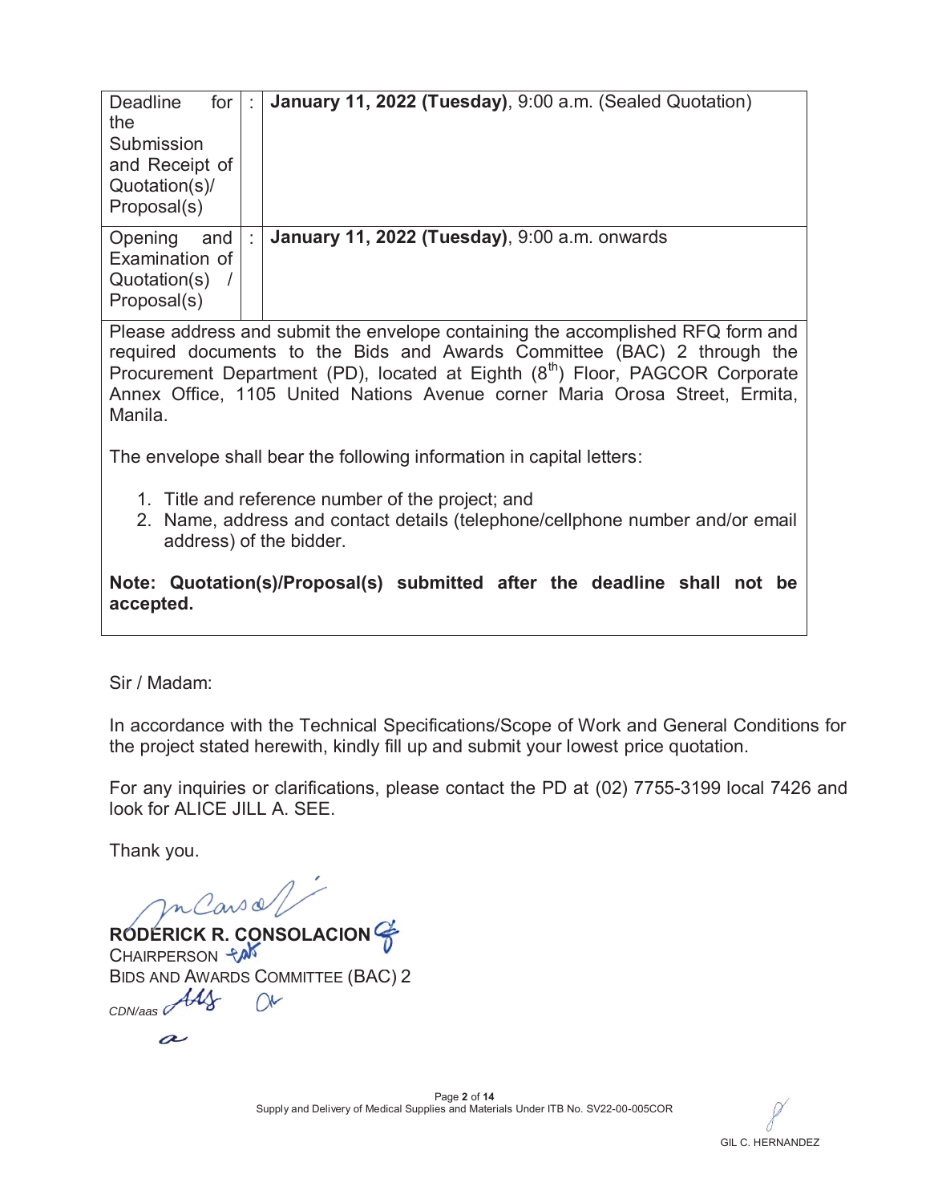| | | |
|---|---|---|
| Deadline for the Submission and Receipt of Quotation(s)/ Proposal(s) | : | **January 11, 2022 (Tuesday)**, 9:00 a.m. (Sealed Quotation) |
| Opening and Examination of Quotation(s) / Proposal(s) | : | **January 11, 2022 (Tuesday)**, 9:00 a.m. onwards |

Please address and submit the envelope containing the accomplished RFQ form and required documents to the Bids and Awards Committee (BAC) 2 through the Procurement Department (PD), located at Eighth (8th) Floor, PAGCOR Corporate Annex Office, 1105 United Nations Avenue corner Maria Orosa Street, Ermita, Manila.

The envelope shall bear the following information in capital letters:

1. Title and reference number of the project; and
2. Name, address and contact details (telephone/cellphone number and/or email address) of the bidder.

**Note: Quotation(s)/Proposal(s) submitted after the deadline shall not be accepted.**

Sir / Madam:

In accordance with the Technical Specifications/Scope of Work and General Conditions for the project stated herewith, kindly fill up and submit your lowest price quotation.

For any inquiries or clarifications, please contact the PD at (02) 7755-3199 local 7426 and look for ALICE JILL A. SEE.

Thank you.

**RODERICK R. CONSOLACION**
CHAIRPERSON
BIDS AND AWARDS COMMITTEE (BAC) 2

*CDN/aas*

GIL C. HERNANDEZ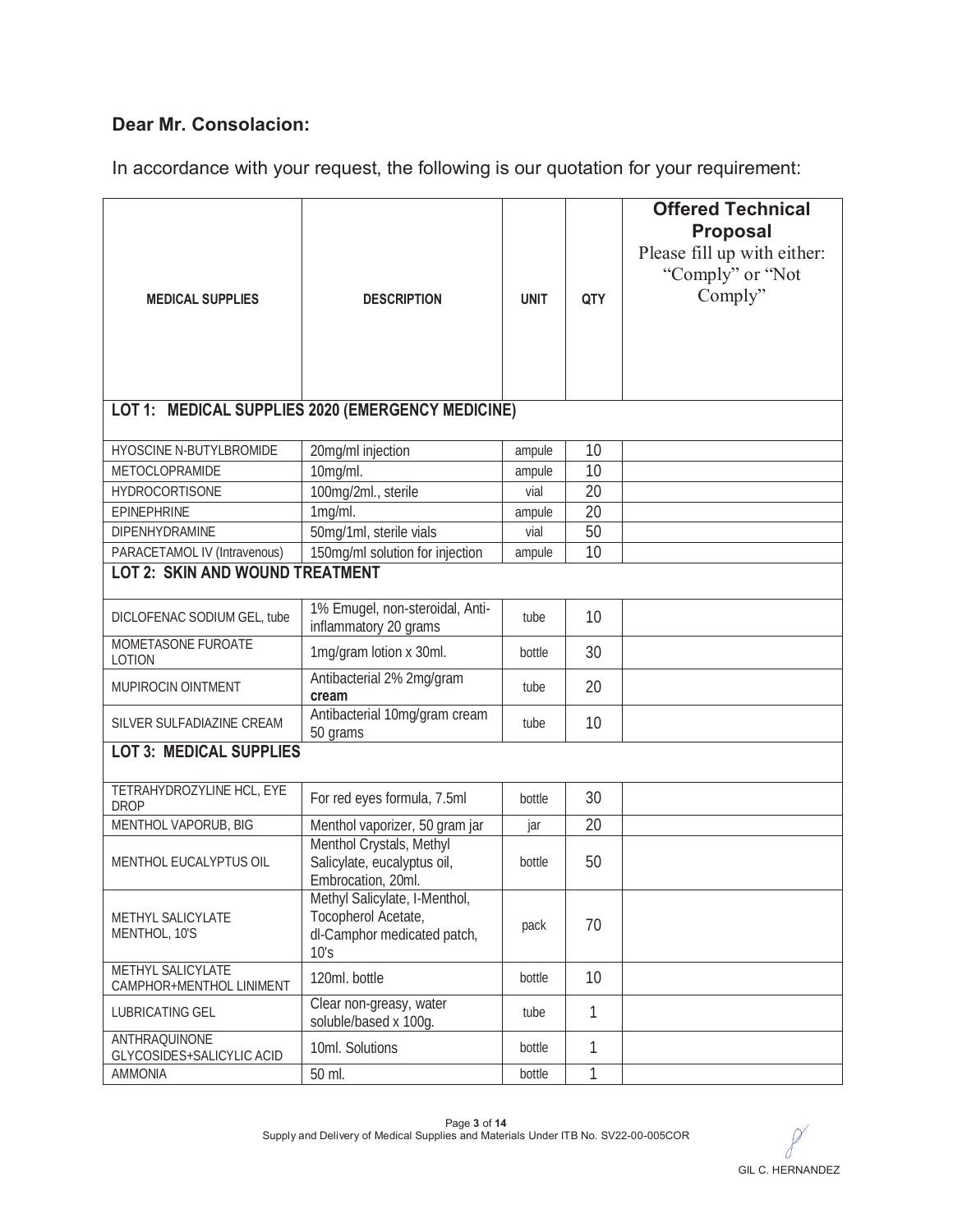**Dear Mr. Consolacion:**

In accordance with your request, the following is our quotation for your requirement:

| MEDICAL SUPPLIES | DESCRIPTION | UNIT | QTY | **Offered Technical Proposal** Please fill up with either: "Comply" or "Not Comply" |
|---|---|---|---|---|
| **LOT 1: MEDICAL SUPPLIES 2020 (EMERGENCY MEDICINE)** | | | | |
| HYOSCINE N-BUTYLBROMIDE | 20mg/ml injection | ampule | 10 | |
| METOCLOPRAMIDE | 10mg/ml. | ampule | 10 | |
| HYDROCORTISONE | 100mg/2ml., sterile | vial | 20 | |
| EPINEPHRINE | 1mg/ml. | ampule | 20 | |
| DIPENHYDRAMINE | 50mg/1ml, sterile vials | vial | 50 | |
| PARACETAMOL IV (Intravenous) | 150mg/ml solution for injection | ampule | 10 | |
| **LOT 2: SKIN AND WOUND TREATMENT** | | | | |
| DICLOFENAC SODIUM GEL, tube | 1% Emugel, non-steroidal, Anti-inflammatory 20 grams | tube | 10 | |
| MOMETASONE FUROATE LOTION | 1mg/gram lotion x 30ml. | bottle | 30 | |
| MUPIROCIN OINTMENT | Antibacterial 2% 2mg/gram **cream** | tube | 20 | |
| SILVER SULFADIAZINE CREAM | Antibacterial 10mg/gram cream 50 grams | tube | 10 | |
| **LOT 3: MEDICAL SUPPLIES** | | | | |
| TETRAHYDROZYLINE HCL, EYE DROP | For red eyes formula, 7.5ml | bottle | 30 | |
| MENTHOL VAPORUB, BIG | Menthol vaporizer, 50 gram jar | jar | 20 | |
| MENTHOL EUCALYPTUS OIL | Menthol Crystals, Methyl Salicylate, eucalyptus oil, Embrocation, 20ml. | bottle | 50 | |
| METHYL SALICYLATE MENTHOL, 10'S | Methyl Salicylate, I-Menthol, Tocopherol Acetate, dl-Camphor medicated patch, 10's | pack | 70 | |
| METHYL SALICYLATE CAMPHOR+MENTHOL LINIMENT | 120ml. bottle | bottle | 10 | |
| LUBRICATING GEL | Clear non-greasy, water soluble/based x 100g. | tube | 1 | |
| ANTHRAQUINONE GLYCOSIDES+SALICYLIC ACID | 10ml. Solutions | bottle | 1 | |
| AMMONIA | 50 ml. | bottle | 1 | |

Supply and Delivery of Medical Supplies and Materials Under ITB No. SV22-00-005COR

GIL C. HERNANDEZ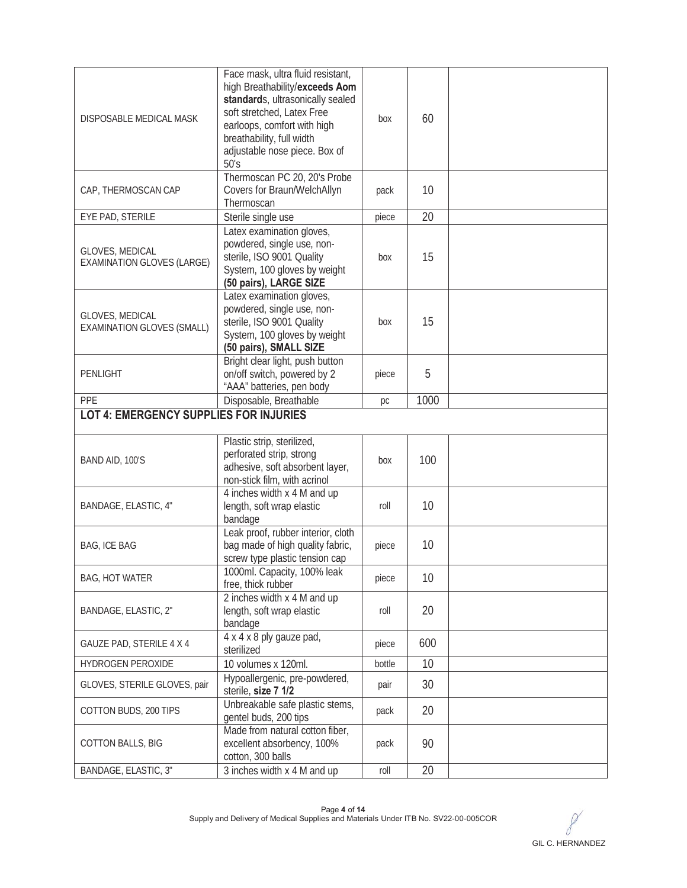| | | | | |
|---|---|---|---|---|
| DISPOSABLE MEDICAL MASK | Face mask, ultra fluid resistant, high Breathability/**exceeds Aom standard**s, ultrasonically sealed soft stretched, Latex Free earloops, comfort with high breathability, full width adjustable nose piece. Box of 50's | box | 60 | |
| CAP, THERMOSCAN CAP | Thermoscan PC 20, 20's Probe Covers for Braun/WelchAllyn Thermoscan | pack | 10 | |
| EYE PAD, STERILE | Sterile single use | piece | 20 | |
| GLOVES, MEDICAL EXAMINATION GLOVES (LARGE) | Latex examination gloves, powdered, single use, non-sterile, ISO 9001 Quality System, 100 gloves by weight **(50 pairs), LARGE SIZE** | box | 15 | |
| GLOVES, MEDICAL EXAMINATION GLOVES (SMALL) | Latex examination gloves, powdered, single use, non-sterile, ISO 9001 Quality System, 100 gloves by weight **(50 pairs), SMALL SIZE** | box | 15 | |
| PENLIGHT | Bright clear light, push button on/off switch, powered by 2 "AAA" batteries, pen body | piece | 5 | |
| PPE | Disposable, Breathable | pc | 1000 | |
| **LOT 4: EMERGENCY SUPPLIES FOR INJURIES** | | | | |
| BAND AID, 100'S | Plastic strip, sterilized, perforated strip, strong adhesive, soft absorbent layer, non-stick film, with acrinol | box | 100 | |
| BANDAGE, ELASTIC, 4" | 4 inches width x 4 M and up length, soft wrap elastic bandage | roll | 10 | |
| BAG, ICE BAG | Leak proof, rubber interior, cloth bag made of high quality fabric, screw type plastic tension cap | piece | 10 | |
| BAG, HOT WATER | 1000ml. Capacity, 100% leak free, thick rubber | piece | 10 | |
| BANDAGE, ELASTIC, 2" | 2 inches width x 4 M and up length, soft wrap elastic bandage | roll | 20 | |
| GAUZE PAD, STERILE 4 X 4 | 4 x 4 x 8 ply gauze pad, sterilized | piece | 600 | |
| HYDROGEN PEROXIDE | 10 volumes x 120ml. | bottle | 10 | |
| GLOVES, STERILE GLOVES, pair | Hypoallergenic, pre-powdered, sterile, **size 7 1/2** | pair | 30 | |
| COTTON BUDS, 200 TIPS | Unbreakable safe plastic stems, gentel buds, 200 tips | pack | 20 | |
| COTTON BALLS, BIG | Made from natural cotton fiber, excellent absorbency, 100% cotton, 300 balls | pack | 90 | |
| BANDAGE, ELASTIC, 3" | 3 inches width x 4 M and up | roll | 20 | |

GIL C. HERNANDEZ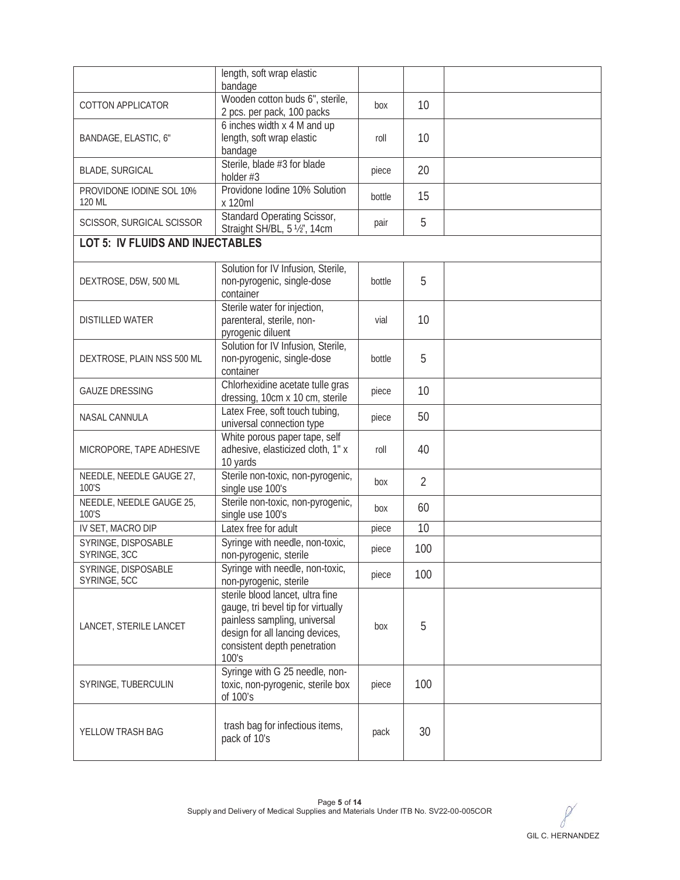| | length, soft wrap elastic bandage | | | |
|---|---|---|---|---|
| COTTON APPLICATOR | Wooden cotton buds 6", sterile, 2 pcs. per pack, 100 packs | box | 10 | |
| BANDAGE, ELASTIC, 6" | 6 inches width x 4 M and up length, soft wrap elastic bandage | roll | 10 | |
| BLADE, SURGICAL | Sterile, blade #3 for blade holder #3 | piece | 20 | |
| PROVIDONE IODINE SOL 10% 120 ML | Providone Iodine 10% Solution x 120ml | bottle | 15 | |
| SCISSOR, SURGICAL SCISSOR | Standard Operating Scissor, Straight SH/BL, 5 ½", 14cm | pair | 5 | |
| **LOT 5: IV FLUIDS AND INJECTABLES** | | | | |
| DEXTROSE, D5W, 500 ML | Solution for IV Infusion, Sterile, non-pyrogenic, single-dose container | bottle | 5 | |
| DISTILLED WATER | Sterile water for injection, parenteral, sterile, non-pyrogenic diluent | vial | 10 | |
| DEXTROSE, PLAIN NSS 500 ML | Solution for IV Infusion, Sterile, non-pyrogenic, single-dose container | bottle | 5 | |
| GAUZE DRESSING | Chlorhexidine acetate tulle gras dressing, 10cm x 10 cm, sterile | piece | 10 | |
| NASAL CANNULA | Latex Free, soft touch tubing, universal connection type | piece | 50 | |
| MICROPORE, TAPE ADHESIVE | White porous paper tape, self adhesive, elasticized cloth, 1" x 10 yards | roll | 40 | |
| NEEDLE, NEEDLE GAUGE 27, 100'S | Sterile non-toxic, non-pyrogenic, single use 100's | box | 2 | |
| NEEDLE, NEEDLE GAUGE 25, 100'S | Sterile non-toxic, non-pyrogenic, single use 100's | box | 60 | |
| IV SET, MACRO DIP | Latex free for adult | piece | 10 | |
| SYRINGE, DISPOSABLE SYRINGE, 3CC | Syringe with needle, non-toxic, non-pyrogenic, sterile | piece | 100 | |
| SYRINGE, DISPOSABLE SYRINGE, 5CC | Syringe with needle, non-toxic, non-pyrogenic, sterile | piece | 100 | |
| LANCET, STERILE LANCET | sterile blood lancet, ultra fine gauge, tri bevel tip for virtually painless sampling, universal design for all lancing devices, consistent depth penetration 100's | box | 5 | |
| SYRINGE, TUBERCULIN | Syringe with G 25 needle, non-toxic, non-pyrogenic, sterile box of 100's | piece | 100 | |
| YELLOW TRASH BAG | trash bag for infectious items, pack of 10's | pack | 30 | |

Supply and Delivery of Medical Supplies and Materials Under ITB No. SV22-00-005COR

GIL C. HERNANDEZ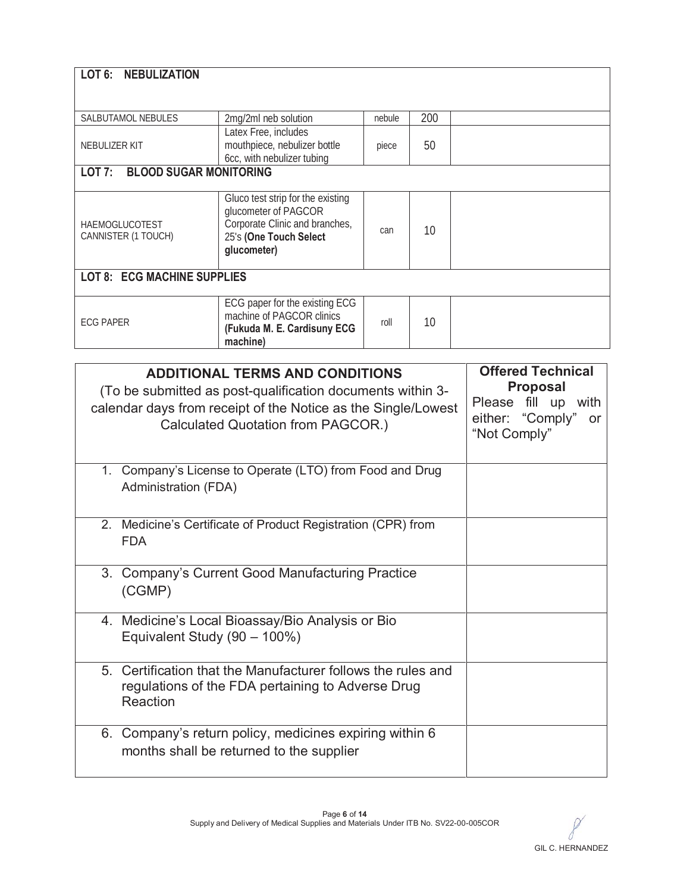| LOT 6: NEBULIZATION | | | | |
|---|---|---|---|---|
| SALBUTAMOL NEBULES | 2mg/2ml neb solution | nebule | 200 | |
| NEBULIZER KIT | Latex Free, includes mouthpiece, nebulizer bottle 6cc, with nebulizer tubing | piece | 50 | |
| **LOT 7: BLOOD SUGAR MONITORING** | | | | |
| HAEMOGLUCOTEST CANNISTER (1 TOUCH) | Gluco test strip for the existing glucometer of PAGCOR Corporate Clinic and branches, 25's **(One Touch Select glucometer)** | can | 10 | |
| **LOT 8: ECG MACHINE SUPPLIES** | | | | |
| ECG PAPER | ECG paper for the existing ECG machine of PAGCOR clinics **(Fukuda M. E. Cardisuny ECG machine)** | roll | 10 | |

| **ADDITIONAL TERMS AND CONDITIONS** (To be submitted as post-qualification documents within 3-calendar days from receipt of the Notice as the Single/Lowest Calculated Quotation from PAGCOR.) | **Offered Technical Proposal** Please fill up with either: "Comply" or "Not Comply" |
|---|---|
| 1. Company's License to Operate (LTO) from Food and Drug Administration (FDA) | |
| 2. Medicine's Certificate of Product Registration (CPR) from FDA | |
| 3. Company's Current Good Manufacturing Practice (CGMP) | |
| 4. Medicine's Local Bioassay/Bio Analysis or Bio Equivalent Study (90 – 100%) | |
| 5. Certification that the Manufacturer follows the rules and regulations of the FDA pertaining to Adverse Drug Reaction | |
| 6. Company's return policy, medicines expiring within 6 months shall be returned to the supplier | |

Supply and Delivery of Medical Supplies and Materials Under ITB No. SV22-00-005COR

GIL C. HERNANDEZ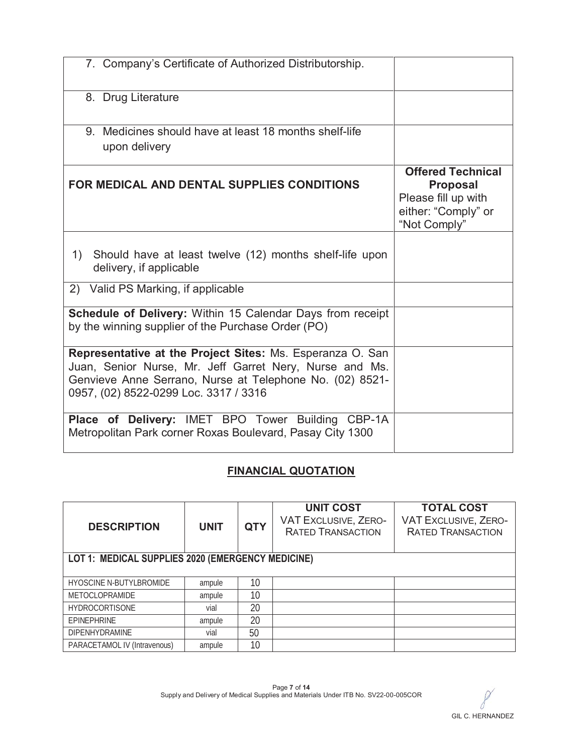| | |
|---|---|
| 7. Company's Certificate of Authorized Distributorship. | |
| 8. Drug Literature | |
| 9. Medicines should have at least 18 months shelf-life upon delivery | |
| **FOR MEDICAL AND DENTAL SUPPLIES CONDITIONS** | **Offered Technical Proposal** Please fill up with either: "Comply" or "Not Comply" |
| 1) Should have at least twelve (12) months shelf-life upon delivery, if applicable | |
| 2) Valid PS Marking, if applicable | |
| **Schedule of Delivery:** Within 15 Calendar Days from receipt by the winning supplier of the Purchase Order (PO) | |
| **Representative at the Project Sites:** Ms. Esperanza O. San Juan, Senior Nurse, Mr. Jeff Garret Nery, Nurse and Ms. Genvieve Anne Serrano, Nurse at Telephone No. (02) 8521-0957, (02) 8522-0299 Loc. 3317 / 3316 | |
| **Place of Delivery:** IMET BPO Tower Building CBP-1A Metropolitan Park corner Roxas Boulevard, Pasay City 1300 | |

## FINANCIAL QUOTATION

| DESCRIPTION | UNIT | QTY | UNIT COST VAT EXCLUSIVE, ZERO-RATED TRANSACTION | TOTAL COST VAT EXCLUSIVE, ZERO-RATED TRANSACTION |
|---|---|---|---|---|
| **LOT 1: MEDICAL SUPPLIES 2020 (EMERGENCY MEDICINE)** | | | | |
| HYOSCINE N-BUTYLBROMIDE | ampule | 10 | | |
| METOCLOPRAMIDE | ampule | 10 | | |
| HYDROCORTISONE | vial | 20 | | |
| EPINEPHRINE | ampule | 20 | | |
| DIPENHYDRAMINE | vial | 50 | | |
| PARACETAMOL IV (Intravenous) | ampule | 10 | | |

Supply and Delivery of Medical Supplies and Materials Under ITB No. SV22-00-005COR

GIL C. HERNANDEZ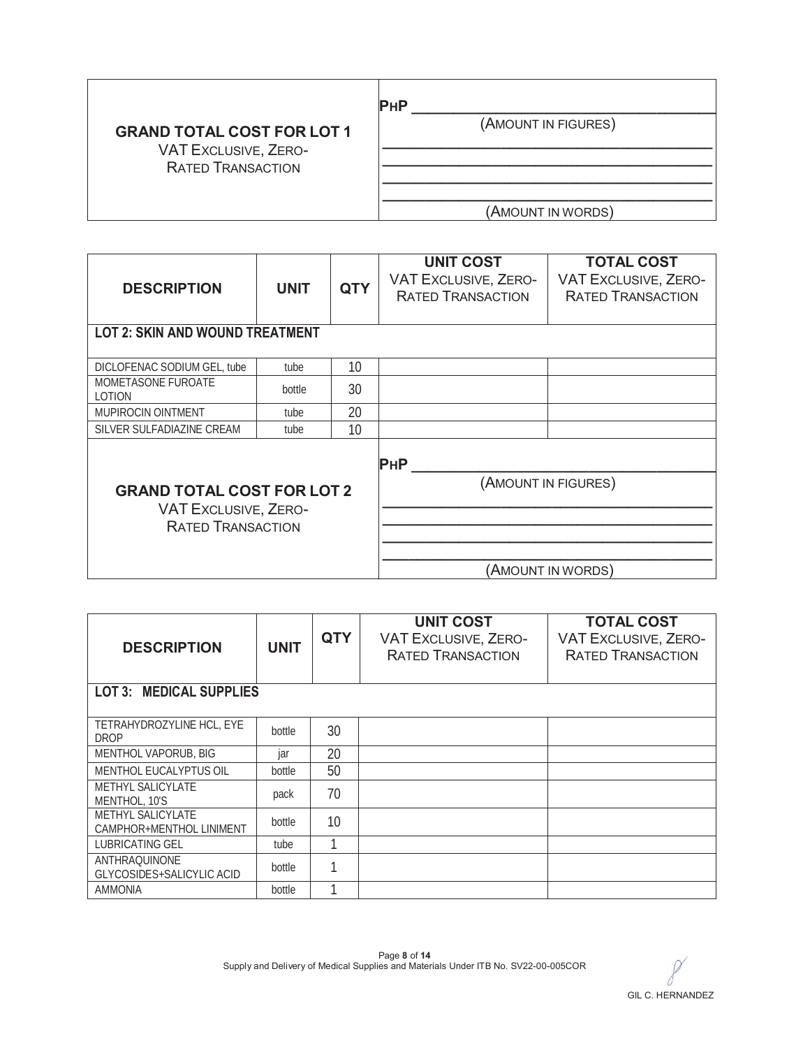| GRAND TOTAL COST FOR LOT 1<br>VAT EXCLUSIVE, ZERO-RATED TRANSACTION | PHP ______________________<br>(AMOUNT IN FIGURES)<br>______________________<br>______________________<br>______________________<br>______________________<br>(AMOUNT IN WORDS) |
|---|---|

| DESCRIPTION | UNIT | QTY | UNIT COST VAT EXCLUSIVE, ZERO-RATED TRANSACTION | TOTAL COST VAT EXCLUSIVE, ZERO-RATED TRANSACTION |
|---|---|---|---|---|
| **LOT 2: SKIN AND WOUND TREATMENT** | | | | |
| DICLOFENAC SODIUM GEL, tube | tube | 10 | | |
| MOMETASONE FUROATE LOTION | bottle | 30 | | |
| MUPIROCIN OINTMENT | tube | 20 | | |
| SILVER SULFADIAZINE CREAM | tube | 10 | | |
| **GRAND TOTAL COST FOR LOT 2**<br>VAT EXCLUSIVE, ZERO-RATED TRANSACTION | | | PHP ______________________<br>(AMOUNT IN FIGURES)<br>______________________<br>______________________<br>______________________<br>______________________<br>(AMOUNT IN WORDS) | |

| DESCRIPTION | UNIT | QTY | UNIT COST VAT EXCLUSIVE, ZERO-RATED TRANSACTION | TOTAL COST VAT EXCLUSIVE, ZERO-RATED TRANSACTION |
|---|---|---|---|---|
| **LOT 3: MEDICAL SUPPLIES** | | | | |
| TETRAHYDROZYLINE HCL, EYE DROP | bottle | 30 | | |
| MENTHOL VAPORUB, BIG | jar | 20 | | |
| MENTHOL EUCALYPTUS OIL | bottle | 50 | | |
| METHYL SALICYLATE MENTHOL, 10'S | pack | 70 | | |
| METHYL SALICYLATE CAMPHOR+MENTHOL LINIMENT | bottle | 10 | | |
| LUBRICATING GEL | tube | 1 | | |
| ANTHRAQUINONE GLYCOSIDES+SALICYLIC ACID | bottle | 1 | | |
| AMMONIA | bottle | 1 | | |

GIL C. HERNANDEZ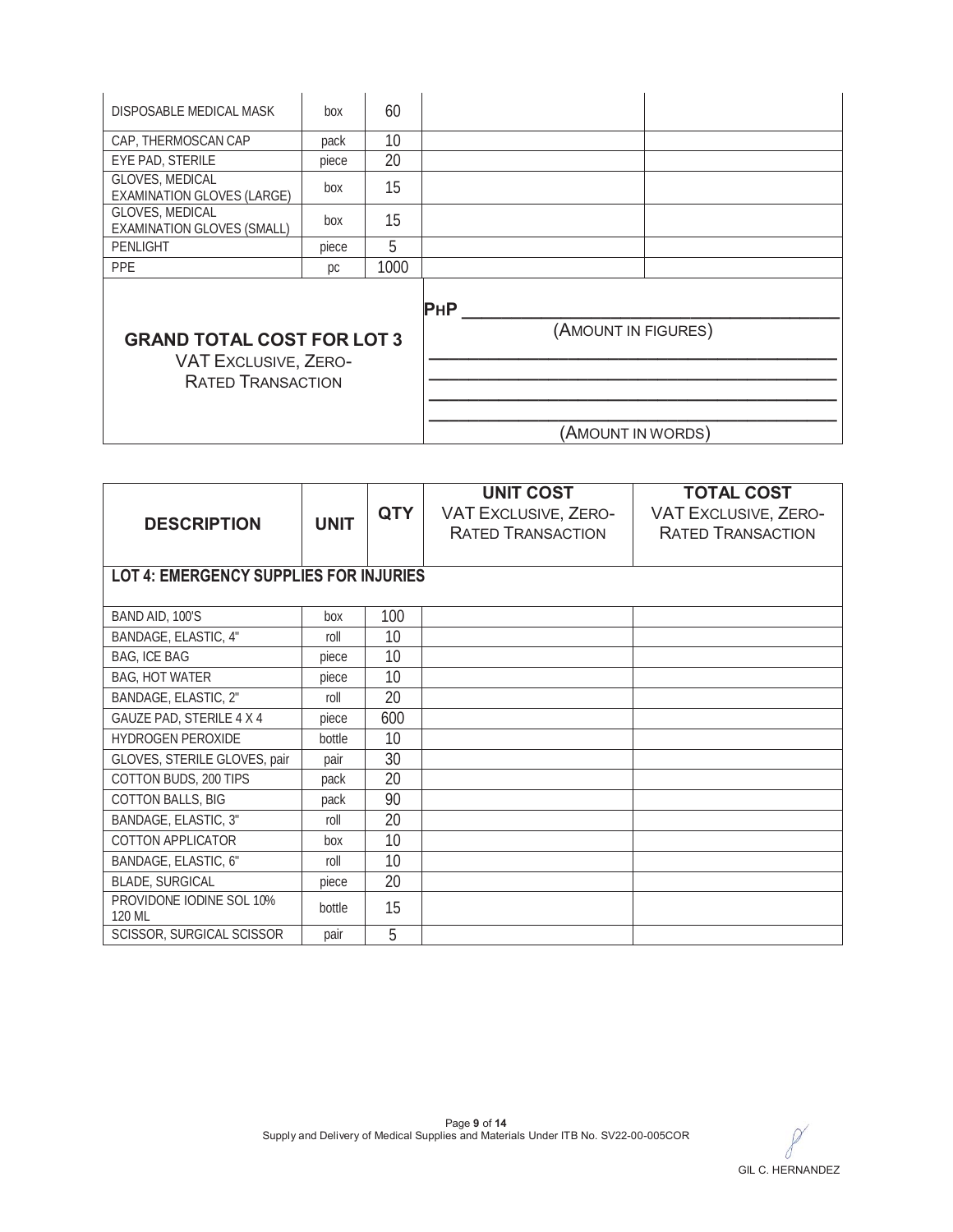| | | | | |
|---|---|---|---|---|
| DISPOSABLE MEDICAL MASK | box | 60 | | |
| CAP, THERMOSCAN CAP | pack | 10 | | |
| EYE PAD, STERILE | piece | 20 | | |
| GLOVES, MEDICAL EXAMINATION GLOVES (LARGE) | box | 15 | | |
| GLOVES, MEDICAL EXAMINATION GLOVES (SMALL) | box | 15 | | |
| PENLIGHT | piece | 5 | | |
| PPE | pc | 1000 | | |
| **GRAND TOTAL COST FOR LOT 3** VAT EXCLUSIVE, ZERO-RATED TRANSACTION | | | PHP ____________________ (AMOUNT IN FIGURES) ____________________ ____________________ ____________________ ____________________ (AMOUNT IN WORDS) | |

| DESCRIPTION | UNIT | QTY | UNIT COST VAT EXCLUSIVE, ZERO-RATED TRANSACTION | TOTAL COST VAT EXCLUSIVE, ZERO-RATED TRANSACTION |
|---|---|---|---|---|
| **LOT 4: EMERGENCY SUPPLIES FOR INJURIES** | | | | |
| BAND AID, 100'S | box | 100 | | |
| BANDAGE, ELASTIC, 4" | roll | 10 | | |
| BAG, ICE BAG | piece | 10 | | |
| BAG, HOT WATER | piece | 10 | | |
| BANDAGE, ELASTIC, 2" | roll | 20 | | |
| GAUZE PAD, STERILE 4 X 4 | piece | 600 | | |
| HYDROGEN PEROXIDE | bottle | 10 | | |
| GLOVES, STERILE GLOVES, pair | pair | 30 | | |
| COTTON BUDS, 200 TIPS | pack | 20 | | |
| COTTON BALLS, BIG | pack | 90 | | |
| BANDAGE, ELASTIC, 3" | roll | 20 | | |
| COTTON APPLICATOR | box | 10 | | |
| BANDAGE, ELASTIC, 6" | roll | 10 | | |
| BLADE, SURGICAL | piece | 20 | | |
| PROVIDONE IODINE SOL 10% 120 ML | bottle | 15 | | |
| SCISSOR, SURGICAL SCISSOR | pair | 5 | | |

GIL C. HERNANDEZ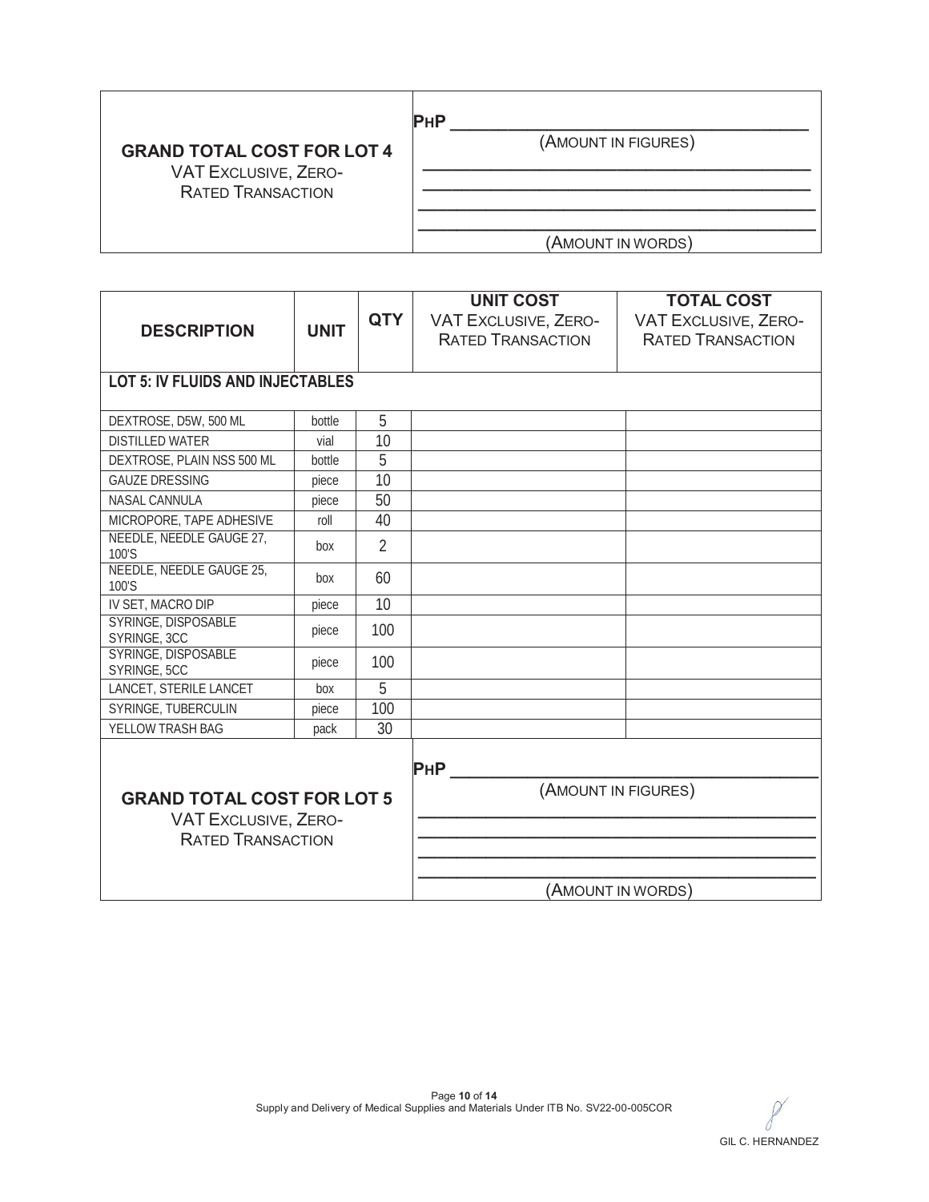| GRAND TOTAL COST FOR LOT 4<br>VAT EXCLUSIVE, ZERO-RATED TRANSACTION | PHP \_\_\_\_\_\_\_\_\_\_\_\_\_\_\_\_\_\_\_\_<br>(AMOUNT IN FIGURES)<br>\_\_\_\_\_\_\_\_\_\_\_\_\_\_\_\_\_\_\_\_<br>\_\_\_\_\_\_\_\_\_\_\_\_\_\_\_\_\_\_\_\_<br>\_\_\_\_\_\_\_\_\_\_\_\_\_\_\_\_\_\_\_\_<br>\_\_\_\_\_\_\_\_\_\_\_\_\_\_\_\_\_\_\_\_<br>(AMOUNT IN WORDS) |
|---|---|

| DESCRIPTION | UNIT | QTY | UNIT COST<br>VAT EXCLUSIVE, ZERO-RATED TRANSACTION | TOTAL COST<br>VAT EXCLUSIVE, ZERO-RATED TRANSACTION |
|---|---|---|---|---|
| **LOT 5: IV FLUIDS AND INJECTABLES** | | | | |
| DEXTROSE, D5W, 500 ML | bottle | 5 | | |
| DISTILLED WATER | vial | 10 | | |
| DEXTROSE, PLAIN NSS 500 ML | bottle | 5 | | |
| GAUZE DRESSING | piece | 10 | | |
| NASAL CANNULA | piece | 50 | | |
| MICROPORE, TAPE ADHESIVE | roll | 40 | | |
| NEEDLE, NEEDLE GAUGE 27, 100'S | box | 2 | | |
| NEEDLE, NEEDLE GAUGE 25, 100'S | box | 60 | | |
| IV SET, MACRO DIP | piece | 10 | | |
| SYRINGE, DISPOSABLE SYRINGE, 3CC | piece | 100 | | |
| SYRINGE, DISPOSABLE SYRINGE, 5CC | piece | 100 | | |
| LANCET, STERILE LANCET | box | 5 | | |
| SYRINGE, TUBERCULIN | piece | 100 | | |
| YELLOW TRASH BAG | pack | 30 | | |
| **GRAND TOTAL COST FOR LOT 5**<br>VAT EXCLUSIVE, ZERO-RATED TRANSACTION | | | PHP \_\_\_\_\_\_\_\_\_\_\_\_\_\_\_\_\_\_\_\_<br>(AMOUNT IN FIGURES)<br>\_\_\_\_\_\_\_\_\_\_\_\_\_\_\_\_\_\_\_\_<br>\_\_\_\_\_\_\_\_\_\_\_\_\_\_\_\_\_\_\_\_<br>\_\_\_\_\_\_\_\_\_\_\_\_\_\_\_\_\_\_\_\_<br>\_\_\_\_\_\_\_\_\_\_\_\_\_\_\_\_\_\_\_\_<br>(AMOUNT IN WORDS) | |

Supply and Delivery of Medical Supplies and Materials Under ITB No. SV22-00-005COR

GIL C. HERNANDEZ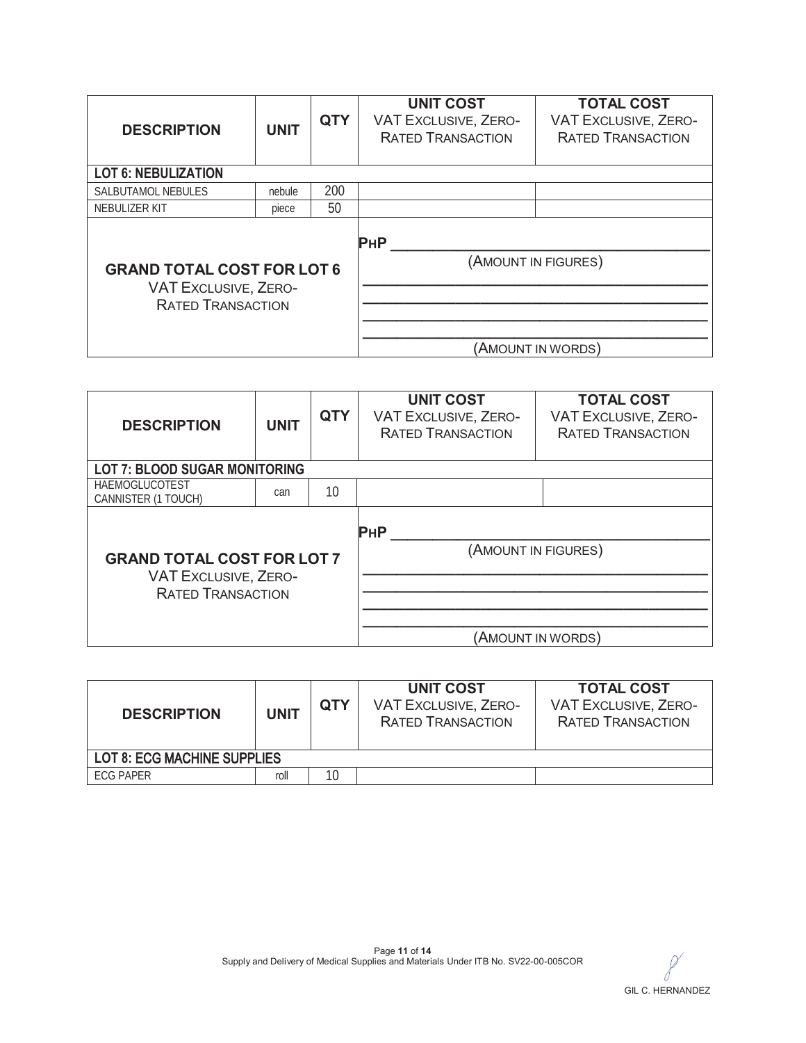| DESCRIPTION | UNIT | QTY | UNIT COST VAT EXCLUSIVE, ZERO-RATED TRANSACTION | TOTAL COST VAT EXCLUSIVE, ZERO-RATED TRANSACTION |
|---|---|---|---|---|
| **LOT 6: NEBULIZATION** | | | | |
| SALBUTAMOL NEBULES | nebule | 200 | | |
| NEBULIZER KIT | piece | 50 | | |
| **GRAND TOTAL COST FOR LOT 6** VAT EXCLUSIVE, ZERO-RATED TRANSACTION | | | PHP ____________________ (AMOUNT IN FIGURES) ____________________ (AMOUNT IN WORDS) | |

| DESCRIPTION | UNIT | QTY | UNIT COST VAT EXCLUSIVE, ZERO-RATED TRANSACTION | TOTAL COST VAT EXCLUSIVE, ZERO-RATED TRANSACTION |
|---|---|---|---|---|
| **LOT 7: BLOOD SUGAR MONITORING** | | | | |
| HAEMOGLUCOTEST CANNISTER (1 TOUCH) | can | 10 | | |
| **GRAND TOTAL COST FOR LOT 7** VAT EXCLUSIVE, ZERO-RATED TRANSACTION | | | PHP ____________________ (AMOUNT IN FIGURES) ____________________ (AMOUNT IN WORDS) | |

| DESCRIPTION | UNIT | QTY | UNIT COST VAT EXCLUSIVE, ZERO-RATED TRANSACTION | TOTAL COST VAT EXCLUSIVE, ZERO-RATED TRANSACTION |
|---|---|---|---|---|
| **LOT 8: ECG MACHINE SUPPLIES** | | | | |
| ECG PAPER | roll | 10 | | |

GIL C. HERNANDEZ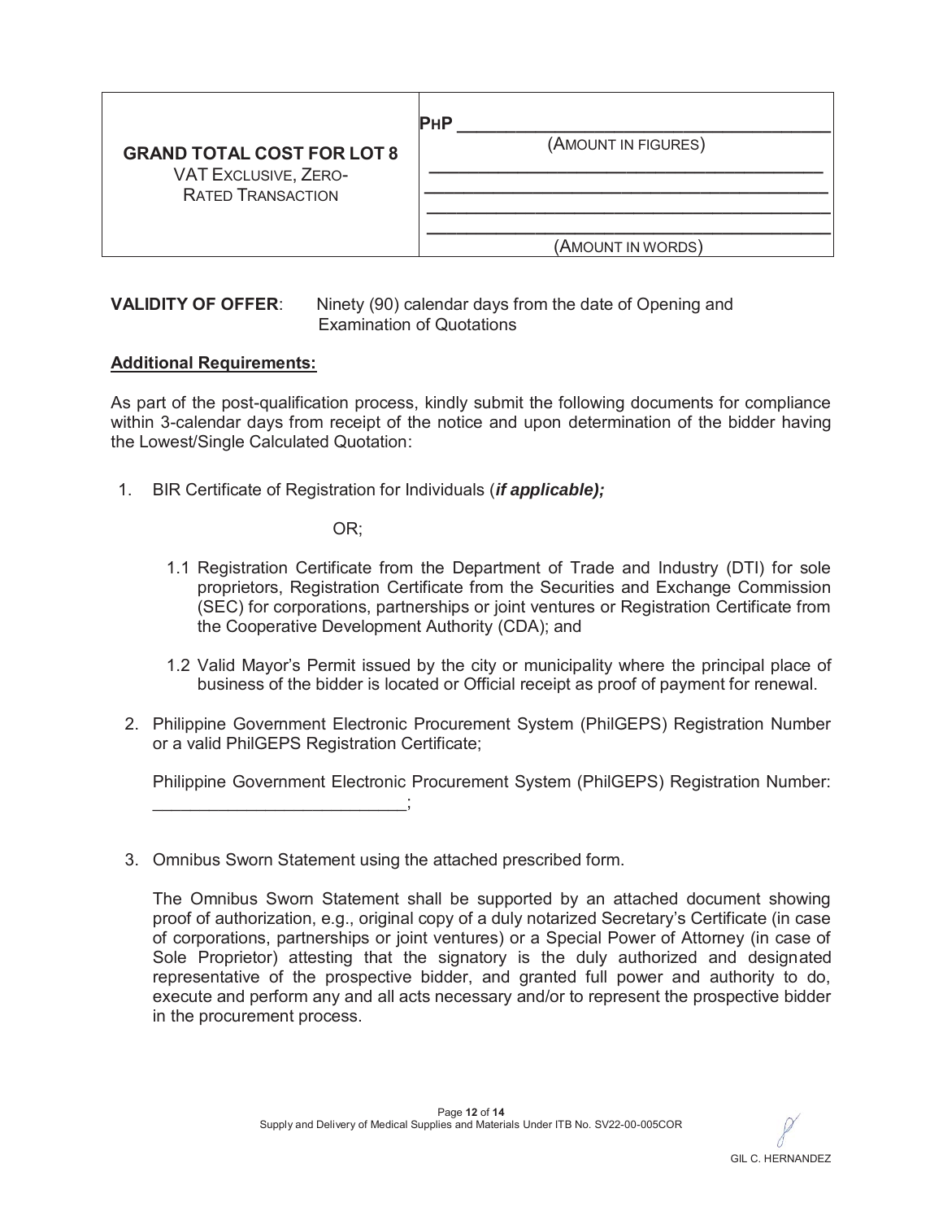| **GRAND TOTAL COST FOR LOT 8**<br>VAT EXCLUSIVE, ZERO-RATED TRANSACTION | **PHP** ___________________________________<br>(AMOUNT IN FIGURES)<br>___________________________________<br>___________________________________<br>___________________________________<br>___________________________________<br>(AMOUNT IN WORDS) |
|---|---|

**VALIDITY OF OFFER**: Ninety (90) calendar days from the date of Opening and Examination of Quotations

**Additional Requirements:**

As part of the post-qualification process, kindly submit the following documents for compliance within 3-calendar days from receipt of the notice and upon determination of the bidder having the Lowest/Single Calculated Quotation:

1. BIR Certificate of Registration for Individuals (***if applicable);***

   OR;

   1.1 Registration Certificate from the Department of Trade and Industry (DTI) for sole proprietors, Registration Certificate from the Securities and Exchange Commission (SEC) for corporations, partnerships or joint ventures or Registration Certificate from the Cooperative Development Authority (CDA); and

   1.2 Valid Mayor's Permit issued by the city or municipality where the principal place of business of the bidder is located or Official receipt as proof of payment for renewal.

2. Philippine Government Electronic Procurement System (PhilGEPS) Registration Number or a valid PhilGEPS Registration Certificate;

   Philippine Government Electronic Procurement System (PhilGEPS) Registration Number: ___________________________;

3. Omnibus Sworn Statement using the attached prescribed form.

   The Omnibus Sworn Statement shall be supported by an attached document showing proof of authorization, e.g., original copy of a duly notarized Secretary's Certificate (in case of corporations, partnerships or joint ventures) or a Special Power of Attorney (in case of Sole Proprietor) attesting that the signatory is the duly authorized and designated representative of the prospective bidder, and granted full power and authority to do, execute and perform any and all acts necessary and/or to represent the prospective bidder in the procurement process.

GIL C. HERNANDEZ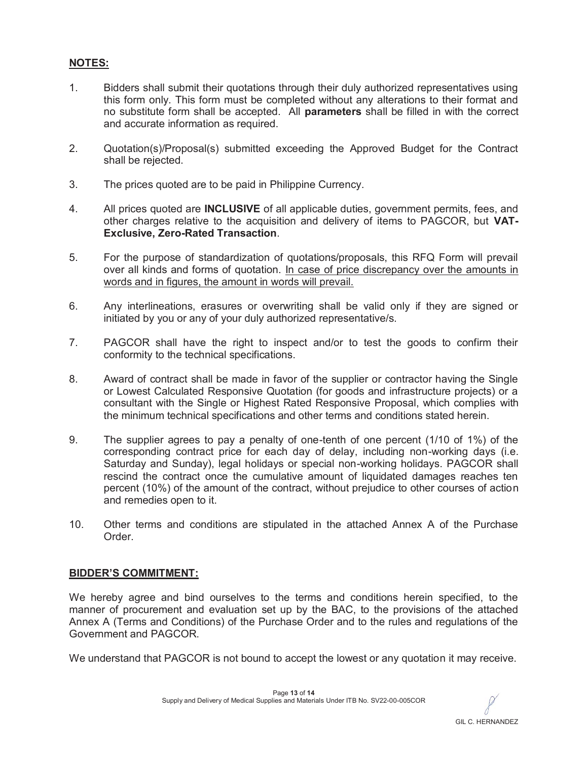## NOTES:

1. Bidders shall submit their quotations through their duly authorized representatives using this form only. This form must be completed without any alterations to their format and no substitute form shall be accepted. All **parameters** shall be filled in with the correct and accurate information as required.

2. Quotation(s)/Proposal(s) submitted exceeding the Approved Budget for the Contract shall be rejected.

3. The prices quoted are to be paid in Philippine Currency.

4. All prices quoted are **INCLUSIVE** of all applicable duties, government permits, fees, and other charges relative to the acquisition and delivery of items to PAGCOR, but **VAT-Exclusive, Zero-Rated Transaction**.

5. For the purpose of standardization of quotations/proposals, this RFQ Form will prevail over all kinds and forms of quotation. <u>In case of price discrepancy over the amounts in words and in figures, the amount in words will prevail.</u>

6. Any interlineations, erasures or overwriting shall be valid only if they are signed or initiated by you or any of your duly authorized representative/s.

7. PAGCOR shall have the right to inspect and/or to test the goods to confirm their conformity to the technical specifications.

8. Award of contract shall be made in favor of the supplier or contractor having the Single or Lowest Calculated Responsive Quotation (for goods and infrastructure projects) or a consultant with the Single or Highest Rated Responsive Proposal, which complies with the minimum technical specifications and other terms and conditions stated herein.

9. The supplier agrees to pay a penalty of one-tenth of one percent (1/10 of 1%) of the corresponding contract price for each day of delay, including non-working days (i.e. Saturday and Sunday), legal holidays or special non-working holidays. PAGCOR shall rescind the contract once the cumulative amount of liquidated damages reaches ten percent (10%) of the amount of the contract, without prejudice to other courses of action and remedies open to it.

10. Other terms and conditions are stipulated in the attached Annex A of the Purchase Order.

## BIDDER'S COMMITMENT:

We hereby agree and bind ourselves to the terms and conditions herein specified, to the manner of procurement and evaluation set up by the BAC, to the provisions of the attached Annex A (Terms and Conditions) of the Purchase Order and to the rules and regulations of the Government and PAGCOR.

We understand that PAGCOR is not bound to accept the lowest or any quotation it may receive.

GIL C. HERNANDEZ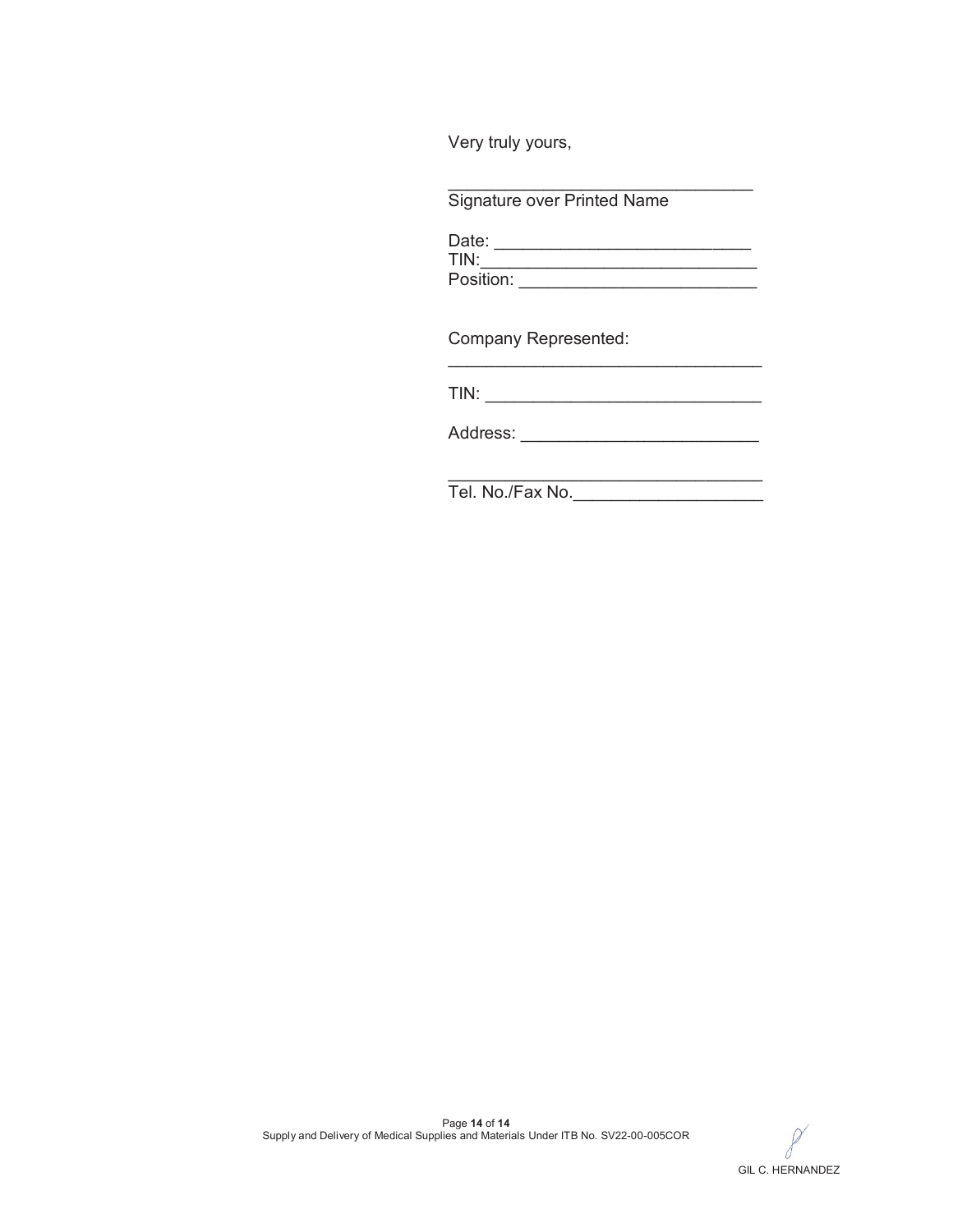Very truly yours,

\_\_\_\_\_\_\_\_\_\_\_\_\_\_\_\_\_\_\_\_\_\_\_\_\_\_\_\_\_\_\_\_
Signature over Printed Name

Date: \_\_\_\_\_\_\_\_\_\_\_\_\_\_\_\_\_\_\_\_\_\_\_\_\_\_
TIN:\_\_\_\_\_\_\_\_\_\_\_\_\_\_\_\_\_\_\_\_\_\_\_\_\_\_\_\_\_
Position: \_\_\_\_\_\_\_\_\_\_\_\_\_\_\_\_\_\_\_\_\_\_\_\_\_

Company Represented:
\_\_\_\_\_\_\_\_\_\_\_\_\_\_\_\_\_\_\_\_\_\_\_\_\_\_\_\_\_\_\_\_\_

TIN: \_\_\_\_\_\_\_\_\_\_\_\_\_\_\_\_\_\_\_\_\_\_\_\_\_\_\_\_\_

Address: \_\_\_\_\_\_\_\_\_\_\_\_\_\_\_\_\_\_\_\_\_\_\_\_\_

\_\_\_\_\_\_\_\_\_\_\_\_\_\_\_\_\_\_\_\_\_\_\_\_\_\_\_\_\_\_\_\_\_
Tel. No./Fax No.\_\_\_\_\_\_\_\_\_\_\_\_\_\_\_\_\_\_\_\_

Supply and Delivery of Medical Supplies and Materials Under ITB No. SV22-00-005COR

GIL C. HERNANDEZ